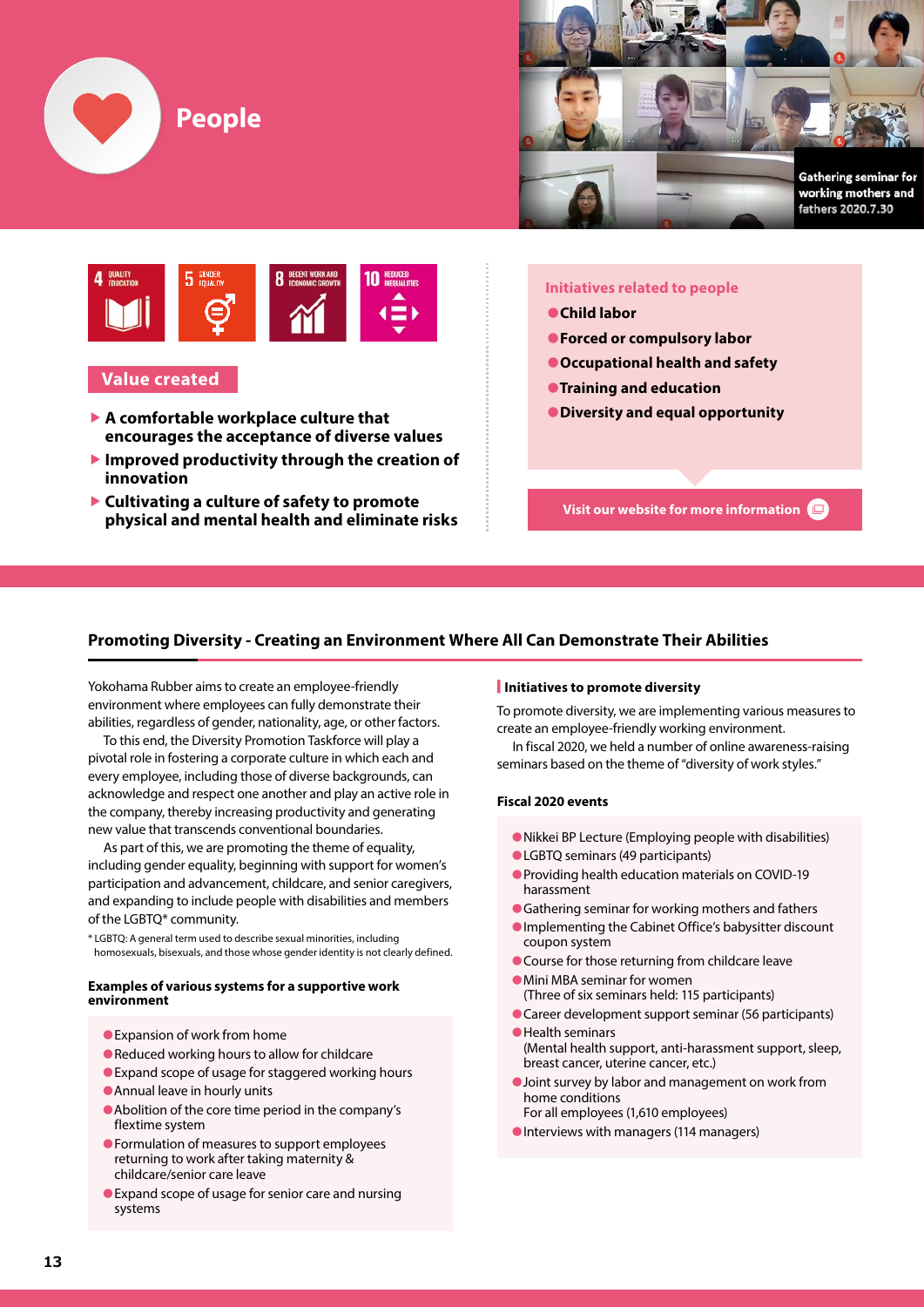# People

Gathering seminar for working mothers and fathers 2020.7.30

4 QUALITY EDUCATION | 5 GENDER EQUALITY | 8 DECENT WORK AND ECONOMIC GROWTH | 10 REDUCED INEQUALITIES

## Value created

- A comfortable workplace culture that encourages the acceptance of diverse values
- Improved productivity through the creation of innovation
- Cultivating a culture of safety to promote physical and mental health and eliminate risks

**Initiatives related to people**

- Child labor
- Forced or compulsory labor
- Occupational health and safety
- Training and education
- Diversity and equal opportunity

Visit our website for more information

## Promoting Diversity - Creating an Environment Where All Can Demonstrate Their Abilities

Yokohama Rubber aims to create an employee-friendly environment where employees can fully demonstrate their abilities, regardless of gender, nationality, age, or other factors.

To this end, the Diversity Promotion Taskforce will play a pivotal role in fostering a corporate culture in which each and every employee, including those of diverse backgrounds, can acknowledge and respect one another and play an active role in the company, thereby increasing productivity and generating new value that transcends conventional boundaries.

As part of this, we are promoting the theme of equality, including gender equality, beginning with support for women's participation and advancement, childcare, and senior caregivers, and expanding to include people with disabilities and members of the LGBTQ* community.

\* LGBTQ: A general term used to describe sexual minorities, including homosexuals, bisexuals, and those whose gender identity is not clearly defined.

**Examples of various systems for a supportive work environment**

- Expansion of work from home
- Reduced working hours to allow for childcare
- Expand scope of usage for staggered working hours
- Annual leave in hourly units
- Abolition of the core time period in the company's flextime system
- Formulation of measures to support employees returning to work after taking maternity & childcare/senior care leave
- Expand scope of usage for senior care and nursing systems

### Initiatives to promote diversity

To promote diversity, we are implementing various measures to create an employee-friendly working environment.

In fiscal 2020, we held a number of online awareness-raising seminars based on the theme of "diversity of work styles."

**Fiscal 2020 events**

- Nikkei BP Lecture (Employing people with disabilities)
- LGBTQ seminars (49 participants)
- Providing health education materials on COVID-19 harassment
- Gathering seminar for working mothers and fathers
- Implementing the Cabinet Office's babysitter discount coupon system
- Course for those returning from childcare leave
- Mini MBA seminar for women (Three of six seminars held: 115 participants)
- Career development support seminar (56 participants)
- Health seminars (Mental health support, anti-harassment support, sleep, breast cancer, uterine cancer, etc.)
- Joint survey by labor and management on work from home conditions For all employees (1,610 employees)
- Interviews with managers (114 managers)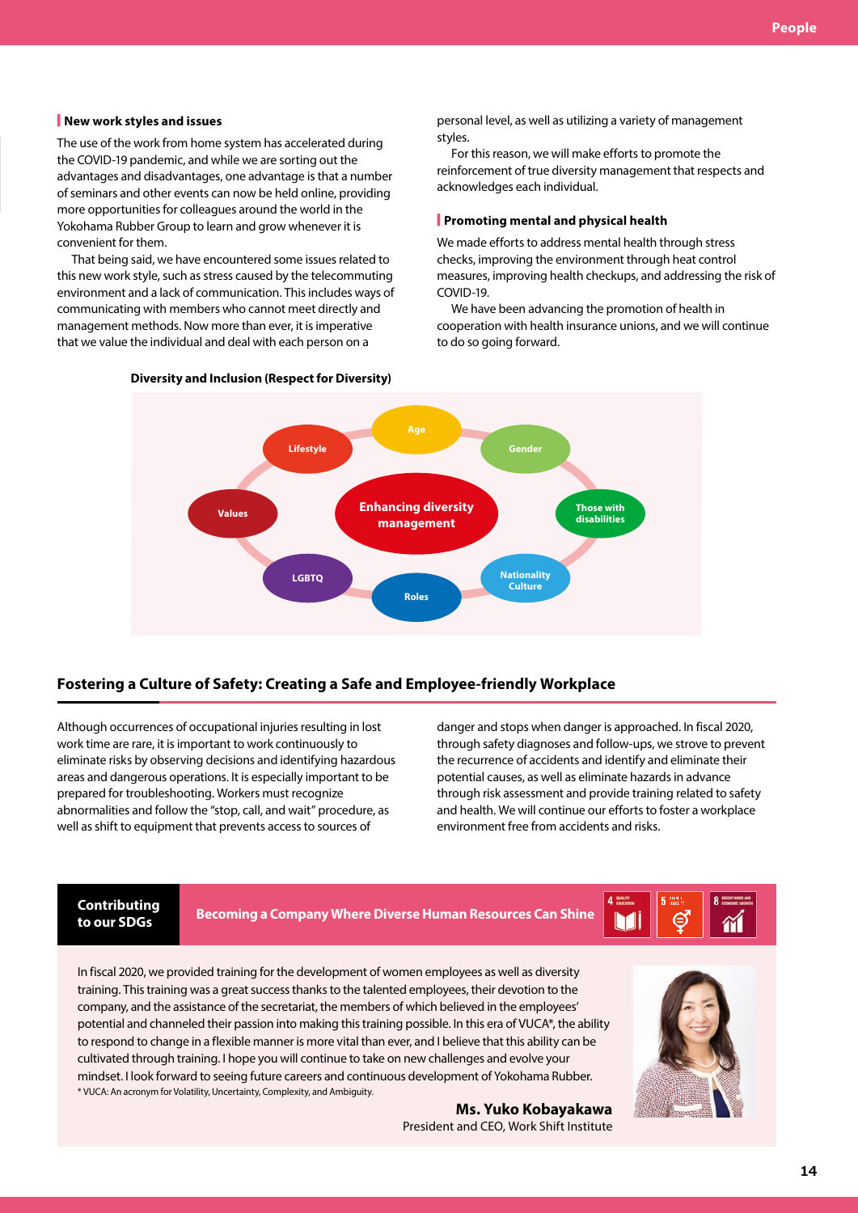### New work styles and issues

The use of the work from home system has accelerated during the COVID-19 pandemic, and while we are sorting out the advantages and disadvantages, one advantage is that a number of seminars and other events can now be held online, providing more opportunities for colleagues around the world in the Yokohama Rubber Group to learn and grow whenever it is convenient for them.

That being said, we have encountered some issues related to this new work style, such as stress caused by the telecommuting environment and a lack of communication. This includes ways of communicating with members who cannot meet directly and management methods. Now more than ever, it is imperative that we value the individual and deal with each person on a personal level, as well as utilizing a variety of management styles.

For this reason, we will make efforts to promote the reinforcement of true diversity management that respects and acknowledges each individual.

### Promoting mental and physical health

We made efforts to address mental health through stress checks, improving the environment through heat control measures, improving health checkups, and addressing the risk of COVID-19.

We have been advancing the promotion of health in cooperation with health insurance unions, and we will continue to do so going forward.

**Diversity and Inclusion (Respect for Diversity)**

Enhancing diversity management

Age

Gender

Those with disabilities

Nationality Culture

Roles

LGBTQ

Values

Lifestyle

## Fostering a Culture of Safety: Creating a Safe and Employee-friendly Workplace

Although occurrences of occupational injuries resulting in lost work time are rare, it is important to work continuously to eliminate risks by observing decisions and identifying hazardous areas and dangerous operations. It is especially important to be prepared for troubleshooting. Workers must recognize abnormalities and follow the "stop, call, and wait" procedure, as well as shift to equipment that prevents access to sources of danger and stops when danger is approached. In fiscal 2020, through safety diagnoses and follow-ups, we strove to prevent the recurrence of accidents and identify and eliminate their potential causes, as well as eliminate hazards in advance through risk assessment and provide training related to safety and health. We will continue our efforts to foster a workplace environment free from accidents and risks.

**Contributing to our SDGs**

**Becoming a Company Where Diverse Human Resources Can Shine**

In fiscal 2020, we provided training for the development of women employees as well as diversity training. This training was a great success thanks to the talented employees, their devotion to the company, and the assistance of the secretariat, the members of which believed in the employees' potential and channeled their passion into making this training possible. In this era of VUCA*, the ability to respond to change in a flexible manner is more vital than ever, and I believe that this ability can be cultivated through training. I hope you will continue to take on new challenges and evolve your mindset. I look forward to seeing future careers and continuous development of Yokohama Rubber.

\* VUCA: An acronym for Volatility, Uncertainty, Complexity, and Ambiguity.

**Ms. Yuko Kobayakawa**
President and CEO, Work Shift Institute